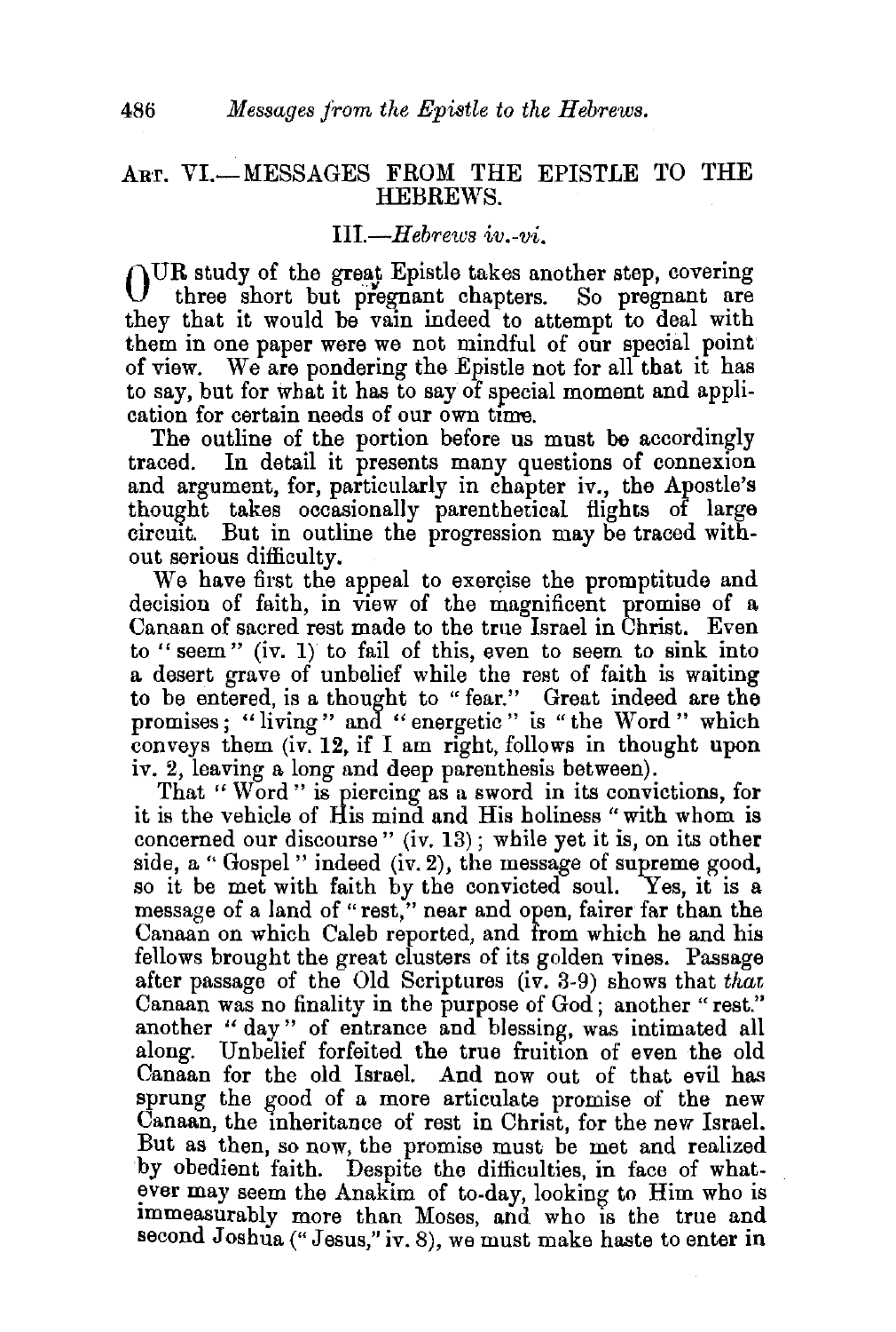## Art. VI.—MESSAGES FROM THE EPISTLE TO THE HEBREWS.

### III.—*Hebrews iv.-vi.*

OUR study of the great Epistle takes another step, covering three short but pregnant chapters. So pregnant are they that it would be vain indeed to attempt to deal with them in one paper were we not mindful of our special point of view. We are pondering the Epistle not for all that it has to say, but for what it has to say of special moment and application for certain needs of our own time.

The outline of the portion before us must be accordingly traced. In detail it presents many questions of connexion and argument, for, particularly in chapter iv., the Apostle's thought takes occasionally parenthetical flights of large circuit. But in outline the progression may be traced without serious difficulty.

We have first the appeal to exercise the promptitude and decision of faith, in view of the magnificent promise of a Canaan of sacred rest made to the true Israel in Christ. Even to "seem" (iv. 1) to fail of this, even to seem to sink into a desert grave of unbelief while the rest of faith is waiting to be entered, is a thought to "fear." Great indeed are the promises; "living" and "energetic" is "the Word" which conveys them (iv. **12**, if I am right, follows in thought upon iv. 2, leaving a long and deep parenthesis between).

That "Word" is piercing as a sword in its convictions, for it is the vehicle of His mind and His holiness "with whom is concerned our discourse" (iv. 13); while yet it is, on its other side, a "Gospel" indeed (iv. 2), the message of supreme good, so it be met with faith by the convicted soul. Yes, it is a message of a land of "rest," near and open, fairer far than the Canaan on which Caleb reported, and from which he and his fellows brought the great clusters of its golden vines. Passage after passage of the Old Scriptures (iv. 3-9) shows that *that* Canaan was no finality in the purpose of God; another "rest." another "day" of entrance and blessing, was intimated all along. Unbelief forfeited the true fruition of even the old Canaan for the old Israel. And now out of that evil has sprung the good of a more articulate promise of the new Canaan, the inheritance of rest in Christ, for the new Israel. But as then, so now, the promise must be met and realized by obedient faith. Despite the difficulties, in face of whatever may seem the Anakim of to-day, looking to Him who is immeasurably more than Moses, and who is the true and second Joshua ("Jesus," iv. 8), we must make haste to enter in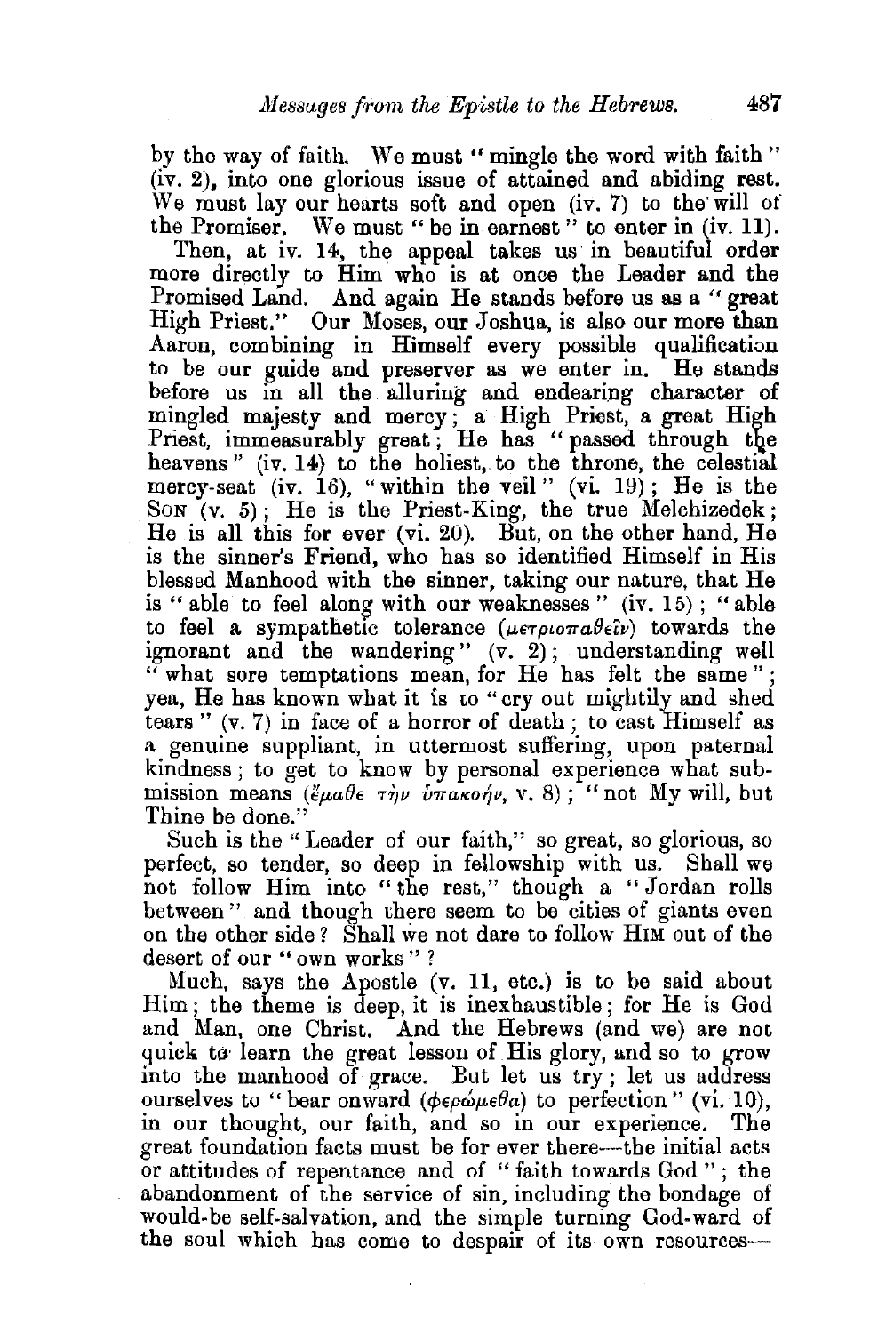by the way of faith. We must "mingle the word with faith" (iv. 2), into one glorious issue of attained and abiding rest. We must lay our hearts soft and open (iv. 7) to the will of the Promiser. We must "be in earnest" to enter in (iv. 11).

Then, at iv. 14, the appeal takes us in beautiful order more directly to Him who is at once the Leader and the Promised Land. And again He stands before us as a "great High Priest." Our Moses, our Joshua, is also our more than Aaron, combining in Himself every possible qualification to be our guide and preserver as we enter in. He stands before us in all the alluring and endearing character of mingled majesty and mercy; a High Priest, a great High Priest, immeasurably great; He has "passed through the heavens" (iv. 14) to the holiest, to the throne, the celestial mercy-seat (iv. 16), "within the veil" (vi. 19); He is the SON (v. 5); He is the Priest-King, the true Melchizedek; He is all this for ever (vi. 20). But, on the other hand, He is the sinner's Friend, who has so identified Himself in His blessed Manhood with the sinner, taking our nature, that He is "able to feel along with our weaknesses" (iv. 15); "able to feel a sympathetic tolerance (μετριοπαθεῖν) towards the ignorant and the wandering" (v. 2); understanding well "what sore temptations mean, for He has felt the same"; yea, He has known what it is to "cry out mightily and shed tears" (v. 7) in face of a horror of death; to cast Himself as a genuine suppliant, in uttermost suffering, upon paternal kindness; to get to know by personal experience what submission means (ἔμαθε τὴν ὑπακοήν, v. 8); "not My will, but Thine be done."

Such is the "Leader of our faith," so great, so glorious, so perfect, so tender, so deep in fellowship with us. Shall we not follow Him into "the rest," though a "Jordan rolls between" and though there seem to be cities of giants even on the other side? Shall we not dare to follow HIM out of the desert of our "own works"?

Much, says the Apostle (v. 11, etc.) is to be said about Him; the theme is deep, it is inexhaustible; for He is God and Man, one Christ. And the Hebrews (and we) are not quick to learn the great lesson of His glory, and so to grow into the manhood of grace. But let us try; let us address ourselves to "bear onward (φερώμεθα) to perfection" (vi. 10), in our thought, our faith, and so in our experience. The great foundation facts must be for ever there—the initial acts or attitudes of repentance and of "faith towards God"; the abandonment of the service of sin, including the bondage of would-be self-salvation, and the simple turning God-ward of the soul which has come to despair of its own resources—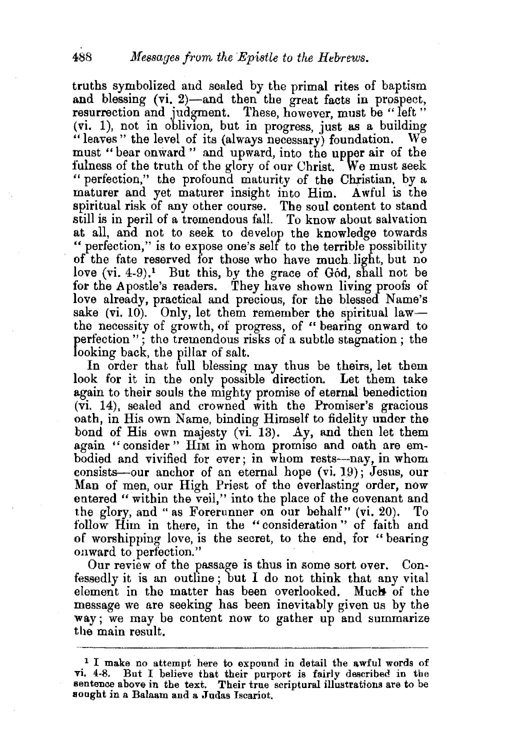truths symbolized and sealed by the primal rites of baptism and blessing (vi. 2)—and then the great facts in prospect, resurrection and judgment. These, however, must be "left" (vi. 1), not in oblivion, but in progress, just as a building "leaves" the level of its (always necessary) foundation. We must "bear onward" and upward, into the upper air of the fulness of the truth of the glory of our Christ. We must seek "perfection," the profound maturity of the Christian, by a maturer and yet maturer insight into Him. Awful is the spiritual risk of any other course. The soul content to stand still is in peril of a tremendous fall. To know about salvation at all, and not to seek to develop the knowledge towards "perfection," is to expose one's self to the terrible possibility of the fate reserved for those who have much light, but no love (vi. 4-9).[1] But this, by the grace of Gód, shall not be for the Apostle's readers. They have shown living proofs of love already, practical and precious, for the blessed Name's sake (vi. 10). Only, let them remember the spiritual law—the necessity of growth, of progress, of "bearing onward to perfection"; the tremendous risks of a subtle stagnation; the looking back, the pillar of salt.

In order that full blessing may thus be theirs, let them look for it in the only possible direction. Let them take again to their souls the mighty promise of eternal benediction (vi. 14), sealed and crowned with the Promiser's gracious oath, in His own Name, binding Himself to fidelity under the bond of His own majesty (vi. 13). Ay, and then let them again "consider" HIM in whom promise and oath are embodied and vivified for ever; in whom rests—nay, in whom consists—our anchor of an eternal hope (vi. 19); Jesus, our Man of men, our High Priest of the everlasting order, now entered "within the veil," into the place of the covenant and the glory, and "as Forerunner on our behalf" (vi. 20). To follow Him in there, in the "consideration" of faith and of worshipping love, is the secret, to the end, for "bearing onward to perfection."

Our review of the passage is thus in some sort over. Confessedly it is an outline; but I do not think that any vital element in the matter has been overlooked. Much of the message we are seeking has been inevitably given us by the way; we may be content now to gather up and summarize the main result.

---

[1] I make no attempt here to expound in detail the awful words of vi. 4-8. But I believe that their purport is fairly described in the sentence above in the text. Their true scriptural illustrations are to be sought in a Balaam and a Judas Iscariot.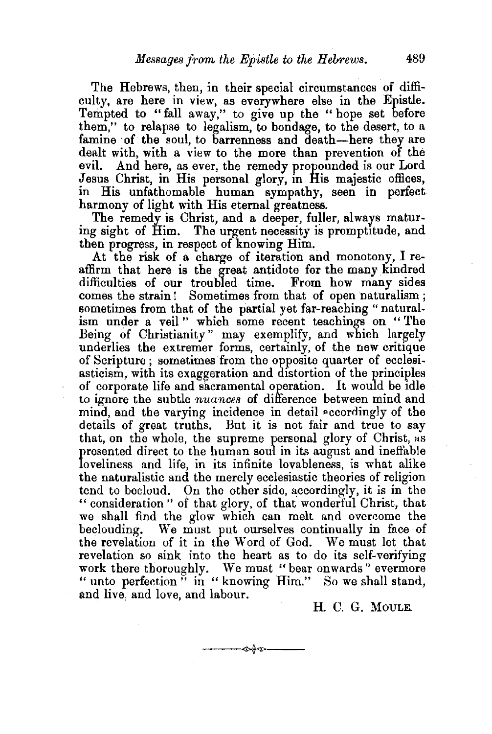The Hebrews, then, in their special circumstances of difficulty, are here in view, as everywhere else in the Epistle. Tempted to "fall away," to give up the "hope set before them," to relapse to legalism, to bondage, to the desert, to a famine of the soul, to barrenness and death—here they are dealt with, with a view to the more than prevention of the evil. And here, as ever, the remedy propounded is our Lord Jesus Christ, in His personal glory, in His majestic offices, in His unfathomable human sympathy, seen in perfect harmony of light with His eternal greatness.

The remedy is Christ, and a deeper, fuller, always maturing sight of Him. The urgent necessity is promptitude, and then progress, in respect of knowing Him.

At the risk of a charge of iteration and monotony, I reaffirm that here is the great antidote for the many kindred difficulties of our troubled time. From how many sides comes the strain! Sometimes from that of open naturalism; sometimes from that of the partial yet far-reaching "naturalism under a veil" which some recent teachings on "The Being of Christianity" may exemplify, and which largely underlies the extremer forms, certainly, of the new critique of Scripture; sometimes from the opposite quarter of ecclesiasticism, with its exaggeration and distortion of the principles of corporate life and sacramental operation. It would be idle to ignore the subtle *nuances* of difference between mind and mind, and the varying incidence in detail accordingly of the details of great truths. But it is not fair and true to say that, on the whole, the supreme personal glory of Christ, as presented direct to the human soul in its august and ineffable loveliness and life, in its infinite lovableness, is what alike the naturalistic and the merely ecclesiastic theories of religion tend to becloud. On the other side, accordingly, it is in the "consideration" of that glory, of that wonderful Christ, that we shall find the glow which can melt and overcome the beclouding. We must put ourselves continually in face of the revelation of it in the Word of God. We must let that revelation so sink into the heart as to do its self-verifying work there thoroughly. We must "bear onwards" evermore "unto perfection" in "knowing Him." So we shall stand, and live, and love, and labour.

H. C. G. MOULE.